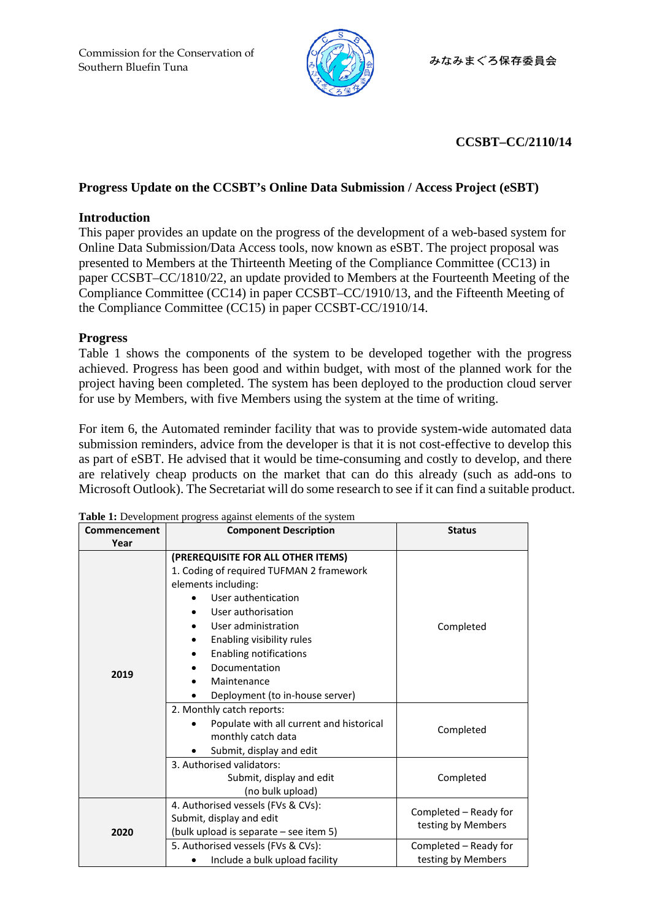Commission for the Conservation of Southern Bluefin Tuna

みなみまぐろ保存委員会

**CCSBT–CC/2110/14**

# Progress Update on the CCSBT's Online Data Submission / Access Project (eSBT)

## Introduction

This paper provides an update on the progress of the development of a web-based system for Online Data Submission/Data Access tools, now known as eSBT. The project proposal was presented to Members at the Thirteenth Meeting of the Compliance Committee (CC13) in paper CCSBT–CC/1810/22, an update provided to Members at the Fourteenth Meeting of the Compliance Committee (CC14) in paper CCSBT–CC/1910/13, and the Fifteenth Meeting of the Compliance Committee (CC15) in paper CCSBT-CC/1910/14.

## Progress

Table 1 shows the components of the system to be developed together with the progress achieved. Progress has been good and within budget, with most of the planned work for the project having been completed. The system has been deployed to the production cloud server for use by Members, with five Members using the system at the time of writing.

For item 6, the Automated reminder facility that was to provide system-wide automated data submission reminders, advice from the developer is that it is not cost-effective to develop this as part of eSBT. He advised that it would be time-consuming and costly to develop, and there are relatively cheap products on the market that can do this already (such as add-ons to Microsoft Outlook). The Secretariat will do some research to see if it can find a suitable product.

**Table 1:** Development progress against elements of the system

| Commencement Year | Component Description | Status |
|---|---|---|
| 2019 | **(PREREQUISITE FOR ALL OTHER ITEMS)**<br>1. Coding of required TUFMAN 2 framework elements including:<br>• User authentication<br>• User authorisation<br>• User administration<br>• Enabling visibility rules<br>• Enabling notifications<br>• Documentation<br>• Maintenance<br>• Deployment (to in-house server) | Completed |
| | 2. Monthly catch reports:<br>• Populate with all current and historical monthly catch data<br>• Submit, display and edit | Completed |
| | 3. Authorised validators:<br>Submit, display and edit<br>(no bulk upload) | Completed |
| 2020 | 4. Authorised vessels (FVs & CVs):<br>Submit, display and edit<br>(bulk upload is separate – see item 5) | Completed – Ready for testing by Members |
| | 5. Authorised vessels (FVs & CVs):<br>• Include a bulk upload facility | Completed – Ready for testing by Members |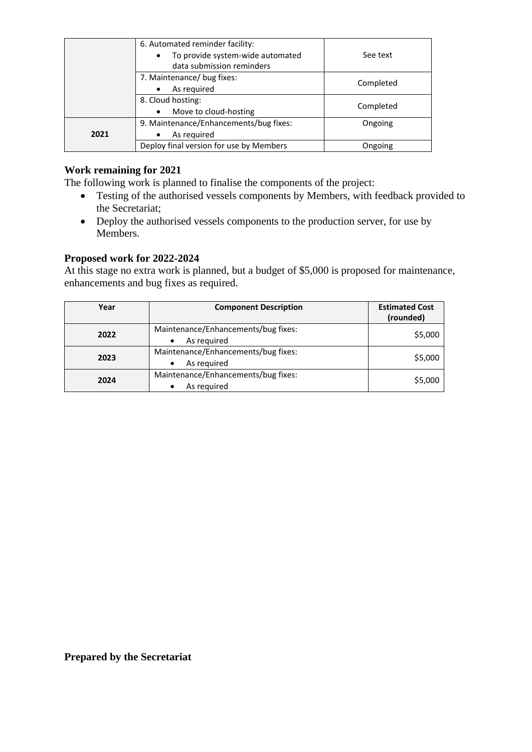| | | |
|---|---|---|
| | 6. Automated reminder facility:<br>• To provide system-wide automated data submission reminders | See text |
| | 7. Maintenance/ bug fixes:<br>• As required | Completed |
| | 8. Cloud hosting:<br>• Move to cloud-hosting | Completed |
| **2021** | 9. Maintenance/Enhancements/bug fixes:<br>• As required | Ongoing |
| | Deploy final version for use by Members | Ongoing |

**Work remaining for 2021**

The following work is planned to finalise the components of the project:

- Testing of the authorised vessels components by Members, with feedback provided to the Secretariat;
- Deploy the authorised vessels components to the production server, for use by Members.

**Proposed work for 2022-2024**

At this stage no extra work is planned, but a budget of $5,000 is proposed for maintenance, enhancements and bug fixes as required.

| Year | Component Description | Estimated Cost (rounded) |
|---|---|---|
| **2022** | Maintenance/Enhancements/bug fixes:<br>• As required | $5,000 |
| **2023** | Maintenance/Enhancements/bug fixes:<br>• As required | $5,000 |
| **2024** | Maintenance/Enhancements/bug fixes:<br>• As required | $5,000 |

**Prepared by the Secretariat**